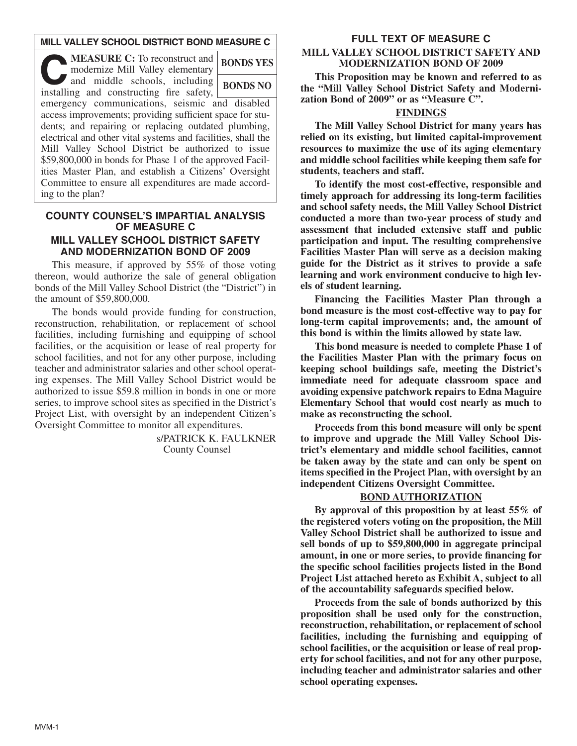## MILL VALLEY SCHOOL DISTRICT BOND MEASURE C

**MEASURE C:** To reconstruct and modernize Mill Valley elementary and middle schools, including installing and constructing fire safety, emergency communications, seismic and disabled access improvements; providing sufficient space for students; and repairing or replacing outdated plumbing, electrical and other vital systems and facilities, shall the Mill Valley School District be authorized to issue $59,800,000 in bonds for Phase 1 of the approved Facilities Master Plan, and establish a Citizens' Oversight Committee to ensure all expenditures are made according to the plan?

| |
|---|
| **BONDS YES** |
| **BONDS NO** |

## COUNTY COUNSEL'S IMPARTIAL ANALYSIS OF MEASURE C

### MILL VALLEY SCHOOL DISTRICT SAFETY AND MODERNIZATION BOND OF 2009

This measure, if approved by 55% of those voting thereon, would authorize the sale of general obligation bonds of the Mill Valley School District (the "District") in the amount of $59,800,000.

The bonds would provide funding for construction, reconstruction, rehabilitation, or replacement of school facilities, including furnishing and equipping of school facilities, or the acquisition or lease of real property for school facilities, and not for any other purpose, including teacher and administrator salaries and other school operating expenses. The Mill Valley School District would be authorized to issue $59.8 million in bonds in one or more series, to improve school sites as specified in the District's Project List, with oversight by an independent Citizen's Oversight Committee to monitor all expenditures.

s/PATRICK K. FAULKNER
County Counsel

## FULL TEXT OF MEASURE C

### MILL VALLEY SCHOOL DISTRICT SAFETY AND MODERNIZATION BOND OF 2009

**This Proposition may be known and referred to as the "Mill Valley School District Safety and Modernization Bond of 2009" or as "Measure C".**

### FINDINGS

**The Mill Valley School District for many years has relied on its existing, but limited capital-improvement resources to maximize the use of its aging elementary and middle school facilities while keeping them safe for students, teachers and staff.**

**To identify the most cost-effective, responsible and timely approach for addressing its long-term facilities and school safety needs, the Mill Valley School District conducted a more than two-year process of study and assessment that included extensive staff and public participation and input. The resulting comprehensive Facilities Master Plan will serve as a decision making guide for the District as it strives to provide a safe learning and work environment conducive to high levels of student learning.**

**Financing the Facilities Master Plan through a bond measure is the most cost-effective way to pay for long-term capital improvements; and, the amount of this bond is within the limits allowed by state law.**

**This bond measure is needed to complete Phase 1 of the Facilities Master Plan with the primary focus on keeping school buildings safe, meeting the District's immediate need for adequate classroom space and avoiding expensive patchwork repairs to Edna Maguire Elementary School that would cost nearly as much to make as reconstructing the school.**

**Proceeds from this bond measure will only be spent to improve and upgrade the Mill Valley School District's elementary and middle school facilities, cannot be taken away by the state and can only be spent on items specified in the Project Plan, with oversight by an independent Citizens Oversight Committee.**

### BOND AUTHORIZATION

**By approval of this proposition by at least 55% of the registered voters voting on the proposition, the Mill Valley School District shall be authorized to issue and sell bonds of up to $59,800,000 in aggregate principal amount, in one or more series, to provide financing for the specific school facilities projects listed in the Bond Project List attached hereto as Exhibit A, subject to all of the accountability safeguards specified below.**

**Proceeds from the sale of bonds authorized by this proposition shall be used only for the construction, reconstruction, rehabilitation, or replacement of school facilities, including the furnishing and equipping of school facilities, or the acquisition or lease of real property for school facilities, and not for any other purpose, including teacher and administrator salaries and other school operating expenses.**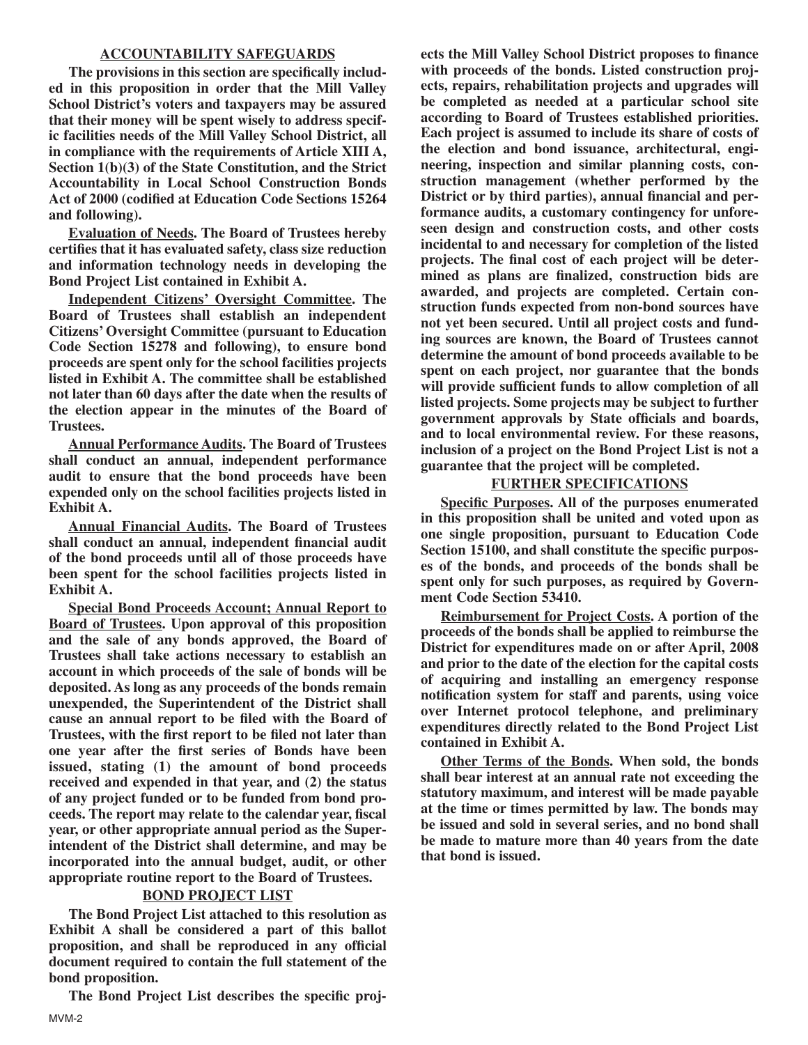## ACCOUNTABILITY SAFEGUARDS

**The provisions in this section are specifically included in this proposition in order that the Mill Valley School District's voters and taxpayers may be assured that their money will be spent wisely to address specific facilities needs of the Mill Valley School District, all in compliance with the requirements of Article XIII A, Section 1(b)(3) of the State Constitution, and the Strict Accountability in Local School Construction Bonds Act of 2000 (codified at Education Code Sections 15264 and following).**

**Evaluation of Needs. The Board of Trustees hereby certifies that it has evaluated safety, class size reduction and information technology needs in developing the Bond Project List contained in Exhibit A.**

**Independent Citizens' Oversight Committee. The Board of Trustees shall establish an independent Citizens' Oversight Committee (pursuant to Education Code Section 15278 and following), to ensure bond proceeds are spent only for the school facilities projects listed in Exhibit A. The committee shall be established not later than 60 days after the date when the results of the election appear in the minutes of the Board of Trustees.**

**Annual Performance Audits. The Board of Trustees shall conduct an annual, independent performance audit to ensure that the bond proceeds have been expended only on the school facilities projects listed in Exhibit A.**

**Annual Financial Audits. The Board of Trustees shall conduct an annual, independent financial audit of the bond proceeds until all of those proceeds have been spent for the school facilities projects listed in Exhibit A.**

**Special Bond Proceeds Account; Annual Report to Board of Trustees. Upon approval of this proposition and the sale of any bonds approved, the Board of Trustees shall take actions necessary to establish an account in which proceeds of the sale of bonds will be deposited. As long as any proceeds of the bonds remain unexpended, the Superintendent of the District shall cause an annual report to be filed with the Board of Trustees, with the first report to be filed not later than one year after the first series of Bonds have been issued, stating (1) the amount of bond proceeds received and expended in that year, and (2) the status of any project funded or to be funded from bond proceeds. The report may relate to the calendar year, fiscal year, or other appropriate annual period as the Superintendent of the District shall determine, and may be incorporated into the annual budget, audit, or other appropriate routine report to the Board of Trustees.**

## BOND PROJECT LIST

**The Bond Project List attached to this resolution as Exhibit A shall be considered a part of this ballot proposition, and shall be reproduced in any official document required to contain the full statement of the bond proposition.**

**The Bond Project List describes the specific projects the Mill Valley School District proposes to finance with proceeds of the bonds. Listed construction projects, repairs, rehabilitation projects and upgrades will be completed as needed at a particular school site according to Board of Trustees established priorities. Each project is assumed to include its share of costs of the election and bond issuance, architectural, engineering, inspection and similar planning costs, construction management (whether performed by the District or by third parties), annual financial and performance audits, a customary contingency for unforeseen design and construction costs, and other costs incidental to and necessary for completion of the listed projects. The final cost of each project will be determined as plans are finalized, construction bids are awarded, and projects are completed. Certain construction funds expected from non-bond sources have not yet been secured. Until all project costs and funding sources are known, the Board of Trustees cannot determine the amount of bond proceeds available to be spent on each project, nor guarantee that the bonds will provide sufficient funds to allow completion of all listed projects. Some projects may be subject to further government approvals by State officials and boards, and to local environmental review. For these reasons, inclusion of a project on the Bond Project List is not a guarantee that the project will be completed.**

## FURTHER SPECIFICATIONS

**Specific Purposes. All of the purposes enumerated in this proposition shall be united and voted upon as one single proposition, pursuant to Education Code Section 15100, and shall constitute the specific purposes of the bonds, and proceeds of the bonds shall be spent only for such purposes, as required by Government Code Section 53410.**

**Reimbursement for Project Costs. A portion of the proceeds of the bonds shall be applied to reimburse the District for expenditures made on or after April, 2008 and prior to the date of the election for the capital costs of acquiring and installing an emergency response notification system for staff and parents, using voice over Internet protocol telephone, and preliminary expenditures directly related to the Bond Project List contained in Exhibit A.**

**Other Terms of the Bonds. When sold, the bonds shall bear interest at an annual rate not exceeding the statutory maximum, and interest will be made payable at the time or times permitted by law. The bonds may be issued and sold in several series, and no bond shall be made to mature more than 40 years from the date that bond is issued.**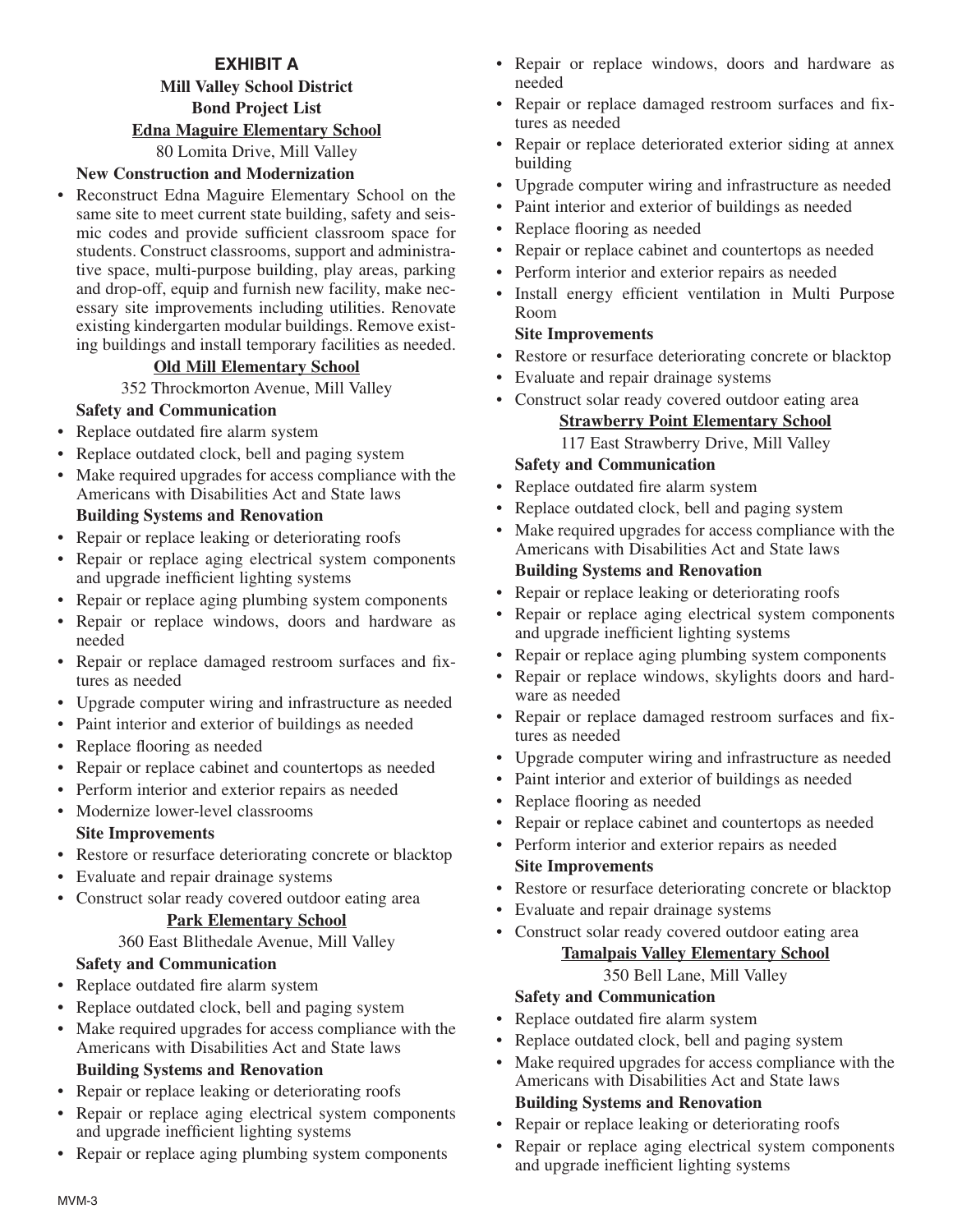# EXHIBIT A

## Mill Valley School District

## Bond Project List

### Edna Maguire Elementary School

80 Lomita Drive, Mill Valley

**New Construction and Modernization**

- Reconstruct Edna Maguire Elementary School on the same site to meet current state building, safety and seismic codes and provide sufficient classroom space for students. Construct classrooms, support and administrative space, multi-purpose building, play areas, parking and drop-off, equip and furnish new facility, make necessary site improvements including utilities. Renovate existing kindergarten modular buildings. Remove existing buildings and install temporary facilities as needed.

### Old Mill Elementary School

352 Throckmorton Avenue, Mill Valley

**Safety and Communication**

- Replace outdated fire alarm system
- Replace outdated clock, bell and paging system
- Make required upgrades for access compliance with the Americans with Disabilities Act and State laws

**Building Systems and Renovation**

- Repair or replace leaking or deteriorating roofs
- Repair or replace aging electrical system components and upgrade inefficient lighting systems
- Repair or replace aging plumbing system components
- Repair or replace windows, doors and hardware as needed
- Repair or replace damaged restroom surfaces and fixtures as needed
- Upgrade computer wiring and infrastructure as needed
- Paint interior and exterior of buildings as needed
- Replace flooring as needed
- Repair or replace cabinet and countertops as needed
- Perform interior and exterior repairs as needed
- Modernize lower-level classrooms

**Site Improvements**

- Restore or resurface deteriorating concrete or blacktop
- Evaluate and repair drainage systems
- Construct solar ready covered outdoor eating area

### Park Elementary School

360 East Blithedale Avenue, Mill Valley

**Safety and Communication**

- Replace outdated fire alarm system
- Replace outdated clock, bell and paging system
- Make required upgrades for access compliance with the Americans with Disabilities Act and State laws

**Building Systems and Renovation**

- Repair or replace leaking or deteriorating roofs
- Repair or replace aging electrical system components and upgrade inefficient lighting systems
- Repair or replace aging plumbing system components
- Repair or replace windows, doors and hardware as needed
- Repair or replace damaged restroom surfaces and fixtures as needed
- Repair or replace deteriorated exterior siding at annex building
- Upgrade computer wiring and infrastructure as needed
- Paint interior and exterior of buildings as needed
- Replace flooring as needed
- Repair or replace cabinet and countertops as needed
- Perform interior and exterior repairs as needed
- Install energy efficient ventilation in Multi Purpose Room

**Site Improvements**

- Restore or resurface deteriorating concrete or blacktop
- Evaluate and repair drainage systems
- Construct solar ready covered outdoor eating area

### Strawberry Point Elementary School

117 East Strawberry Drive, Mill Valley

**Safety and Communication**

- Replace outdated fire alarm system
- Replace outdated clock, bell and paging system
- Make required upgrades for access compliance with the Americans with Disabilities Act and State laws

**Building Systems and Renovation**

- Repair or replace leaking or deteriorating roofs
- Repair or replace aging electrical system components and upgrade inefficient lighting systems
- Repair or replace aging plumbing system components
- Repair or replace windows, skylights doors and hardware as needed
- Repair or replace damaged restroom surfaces and fixtures as needed
- Upgrade computer wiring and infrastructure as needed
- Paint interior and exterior of buildings as needed
- Replace flooring as needed
- Repair or replace cabinet and countertops as needed
- Perform interior and exterior repairs as needed

**Site Improvements**

- Restore or resurface deteriorating concrete or blacktop
- Evaluate and repair drainage systems
- Construct solar ready covered outdoor eating area

### Tamalpais Valley Elementary School

350 Bell Lane, Mill Valley

**Safety and Communication**

- Replace outdated fire alarm system
- Replace outdated clock, bell and paging system
- Make required upgrades for access compliance with the Americans with Disabilities Act and State laws

**Building Systems and Renovation**

- Repair or replace leaking or deteriorating roofs
- Repair or replace aging electrical system components and upgrade inefficient lighting systems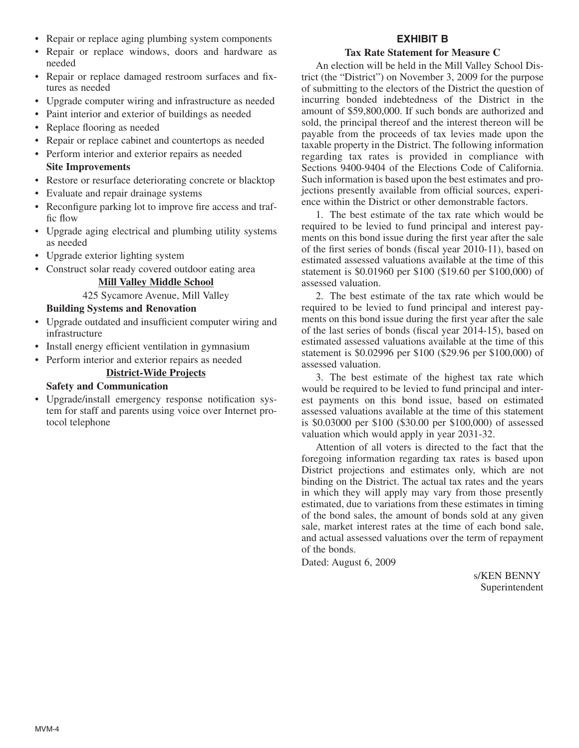- Repair or replace aging plumbing system components
- Repair or replace windows, doors and hardware as needed
- Repair or replace damaged restroom surfaces and fixtures as needed
- Upgrade computer wiring and infrastructure as needed
- Paint interior and exterior of buildings as needed
- Replace flooring as needed
- Repair or replace cabinet and countertops as needed
- Perform interior and exterior repairs as needed

**Site Improvements**

- Restore or resurface deteriorating concrete or blacktop
- Evaluate and repair drainage systems
- Reconfigure parking lot to improve fire access and traffic flow
- Upgrade aging electrical and plumbing utility systems as needed
- Upgrade exterior lighting system
- Construct solar ready covered outdoor eating area

**Mill Valley Middle School**

425 Sycamore Avenue, Mill Valley

**Building Systems and Renovation**

- Upgrade outdated and insufficient computer wiring and infrastructure
- Install energy efficient ventilation in gymnasium
- Perform interior and exterior repairs as needed

**District-Wide Projects**

**Safety and Communication**

- Upgrade/install emergency response notification system for staff and parents using voice over Internet protocol telephone

## EXHIBIT B

**Tax Rate Statement for Measure C**

An election will be held in the Mill Valley School District (the "District") on November 3, 2009 for the purpose of submitting to the electors of the District the question of incurring bonded indebtedness of the District in the amount of $59,800,000. If such bonds are authorized and sold, the principal thereof and the interest thereon will be payable from the proceeds of tax levies made upon the taxable property in the District. The following information regarding tax rates is provided in compliance with Sections 9400-9404 of the Elections Code of California. Such information is based upon the best estimates and projections presently available from official sources, experience within the District or other demonstrable factors.

1. The best estimate of the tax rate which would be required to be levied to fund principal and interest payments on this bond issue during the first year after the sale of the first series of bonds (fiscal year 2010-11), based on estimated assessed valuations available at the time of this statement is $0.01960 per $100 ($19.60 per $100,000) of assessed valuation.

2. The best estimate of the tax rate which would be required to be levied to fund principal and interest payments on this bond issue during the first year after the sale of the last series of bonds (fiscal year 2014-15), based on estimated assessed valuations available at the time of this statement is $0.02996 per $100 ($29.96 per $100,000) of assessed valuation.

3. The best estimate of the highest tax rate which would be required to be levied to fund principal and interest payments on this bond issue, based on estimated assessed valuations available at the time of this statement is $0.03000 per $100 ($30.00 per $100,000) of assessed valuation which would apply in year 2031-32.

Attention of all voters is directed to the fact that the foregoing information regarding tax rates is based upon District projections and estimates only, which are not binding on the District. The actual tax rates and the years in which they will apply may vary from those presently estimated, due to variations from these estimates in timing of the bond sales, the amount of bonds sold at any given sale, market interest rates at the time of each bond sale, and actual assessed valuations over the term of repayment of the bonds.

Dated: August 6, 2009

s/KEN BENNY
Superintendent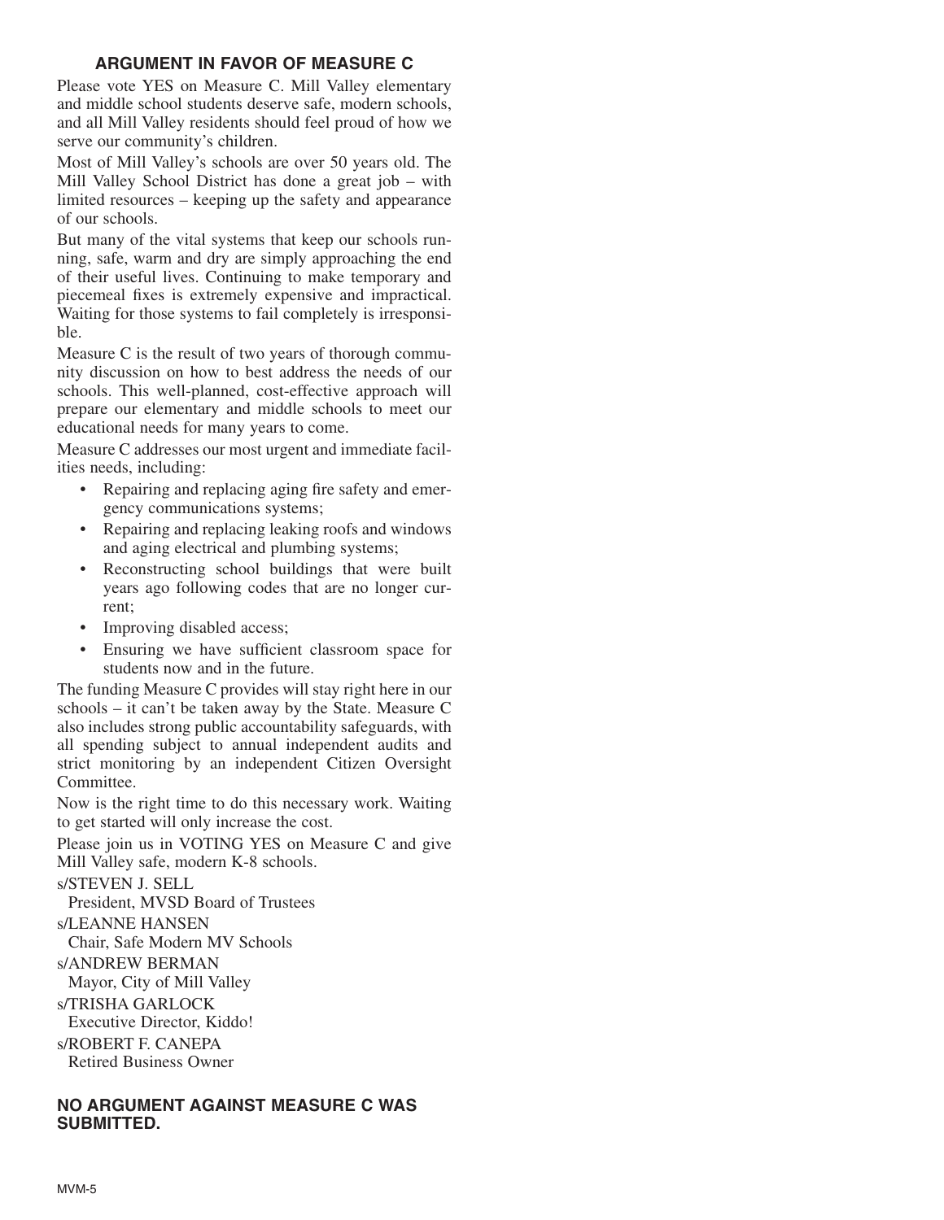## ARGUMENT IN FAVOR OF MEASURE C

Please vote YES on Measure C. Mill Valley elementary and middle school students deserve safe, modern schools, and all Mill Valley residents should feel proud of how we serve our community's children.

Most of Mill Valley's schools are over 50 years old. The Mill Valley School District has done a great job – with limited resources – keeping up the safety and appearance of our schools.

But many of the vital systems that keep our schools running, safe, warm and dry are simply approaching the end of their useful lives. Continuing to make temporary and piecemeal fixes is extremely expensive and impractical. Waiting for those systems to fail completely is irresponsible.

Measure C is the result of two years of thorough community discussion on how to best address the needs of our schools. This well-planned, cost-effective approach will prepare our elementary and middle schools to meet our educational needs for many years to come.

Measure C addresses our most urgent and immediate facilities needs, including:

- Repairing and replacing aging fire safety and emergency communications systems;
- Repairing and replacing leaking roofs and windows and aging electrical and plumbing systems;
- Reconstructing school buildings that were built years ago following codes that are no longer current;
- Improving disabled access;
- Ensuring we have sufficient classroom space for students now and in the future.

The funding Measure C provides will stay right here in our schools – it can't be taken away by the State. Measure C also includes strong public accountability safeguards, with all spending subject to annual independent audits and strict monitoring by an independent Citizen Oversight Committee.

Now is the right time to do this necessary work. Waiting to get started will only increase the cost.

Please join us in VOTING YES on Measure C and give Mill Valley safe, modern K-8 schools.

s/STEVEN J. SELL
President, MVSD Board of Trustees

s/LEANNE HANSEN
Chair, Safe Modern MV Schools

s/ANDREW BERMAN
Mayor, City of Mill Valley

s/TRISHA GARLOCK
Executive Director, Kiddo!

s/ROBERT F. CANEPA
Retired Business Owner

## NO ARGUMENT AGAINST MEASURE C WAS SUBMITTED.